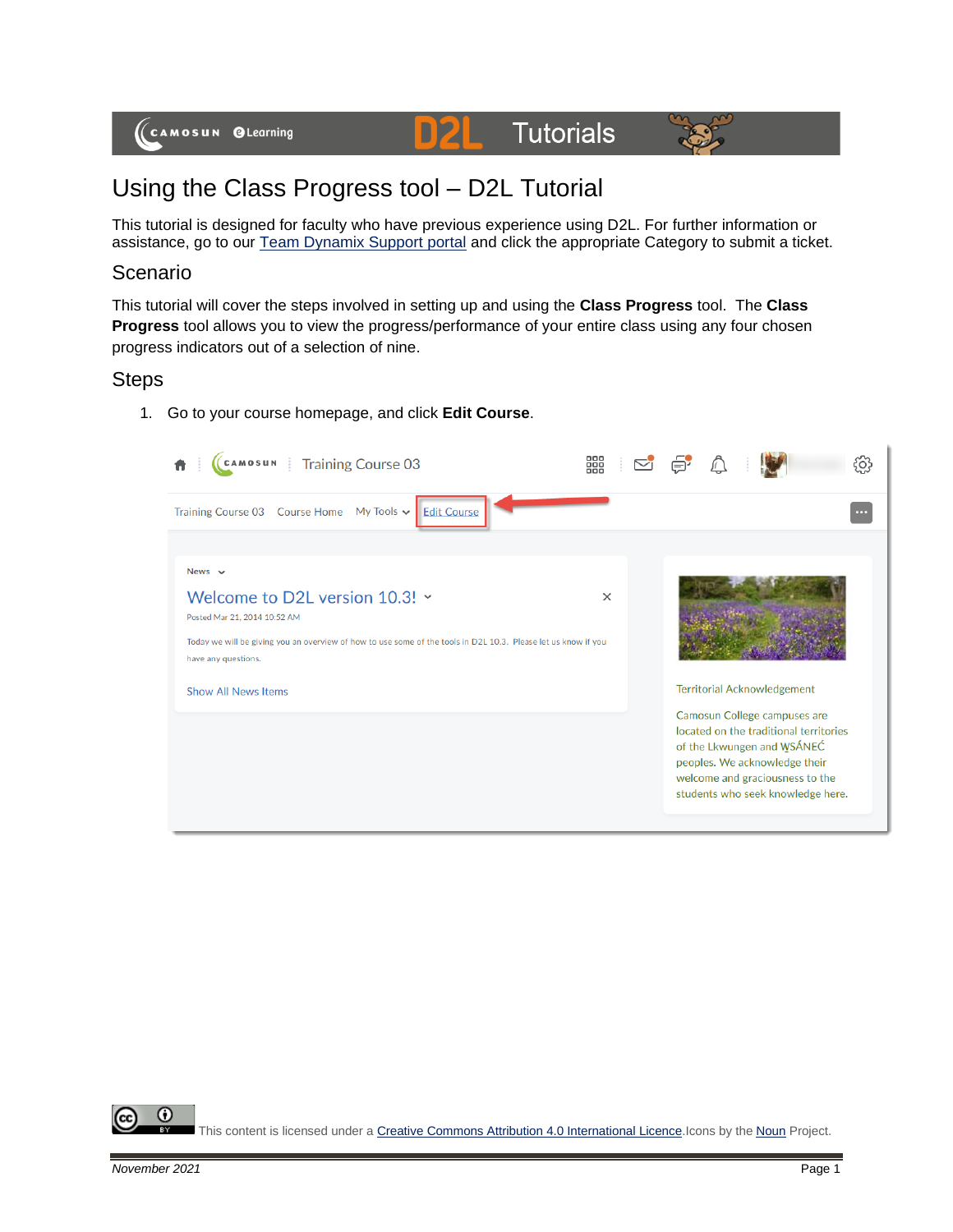# Using the Class Progress tool – D2L Tutorial

This tutorial is designed for faculty who have previous experience using D2L. For further information or assistance, go to our Team Dynamix Support portal and click the appropriate Category to submit a ticket.

## Scenario

This tutorial will cover the steps involved in setting up and using the **Class Progress** tool. The **Class Progress** tool allows you to view the progress/performance of your entire class using any four chosen progress indicators out of a selection of nine.

## Steps

1. Go to your course homepage, and click **Edit Course**.

This content is licensed under a Creative Commons Attribution 4.0 International Licence.Icons by the Noun Project.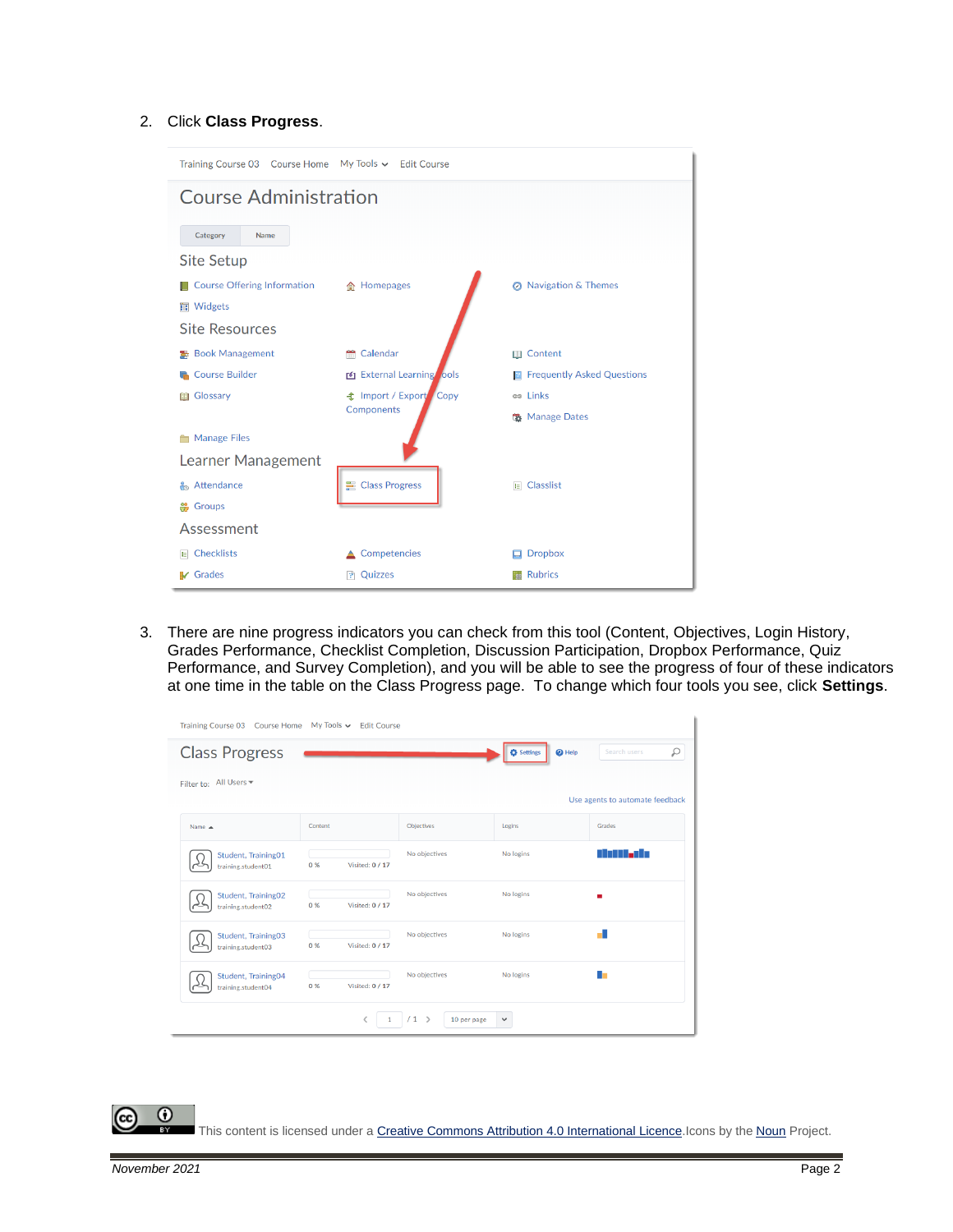2. Click **Class Progress**.

3. There are nine progress indicators you can check from this tool (Content, Objectives, Login History, Grades Performance, Checklist Completion, Discussion Participation, Dropbox Performance, Quiz Performance, and Survey Completion), and you will be able to see the progress of four of these indicators at one time in the table on the Class Progress page. To change which four tools you see, click **Settings**.

This content is licensed under a Creative Commons Attribution 4.0 International Licence. Icons by the Noun Project.

*November 2021*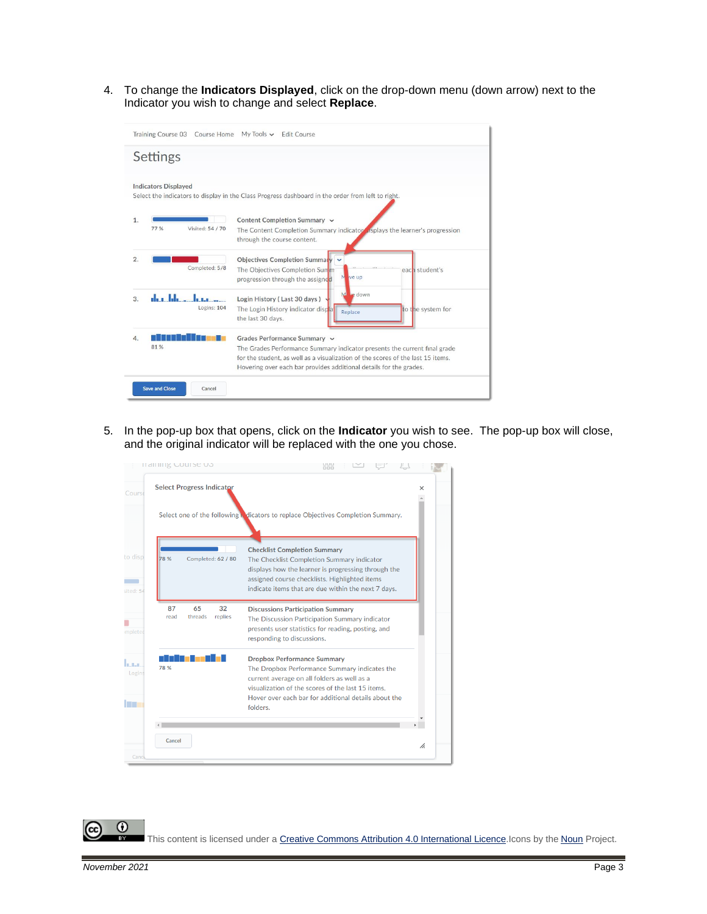4. To change the **Indicators Displayed**, click on the drop-down menu (down arrow) next to the Indicator you wish to change and select **Replace**.

5. In the pop-up box that opens, click on the **Indicator** you wish to see. The pop-up box will close, and the original indicator will be replaced with the one you chose.

This content is licensed under a Creative Commons Attribution 4.0 International Licence. Icons by the Noun Project.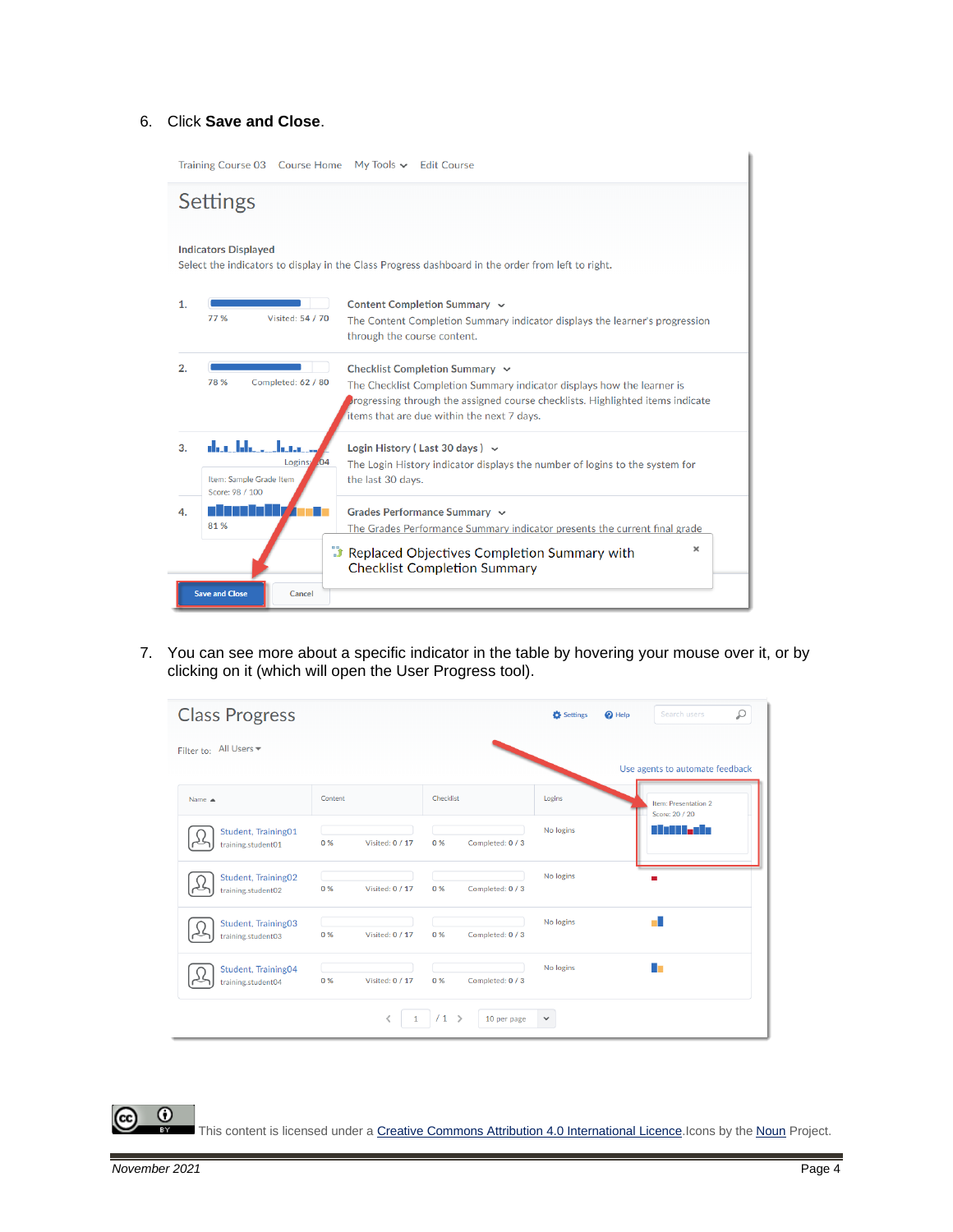6. Click **Save and Close**.

7. You can see more about a specific indicator in the table by hovering your mouse over it, or by clicking on it (which will open the User Progress tool).

This content is licensed under a Creative Commons Attribution 4.0 International Licence. Icons by the Noun Project.

*November 2021*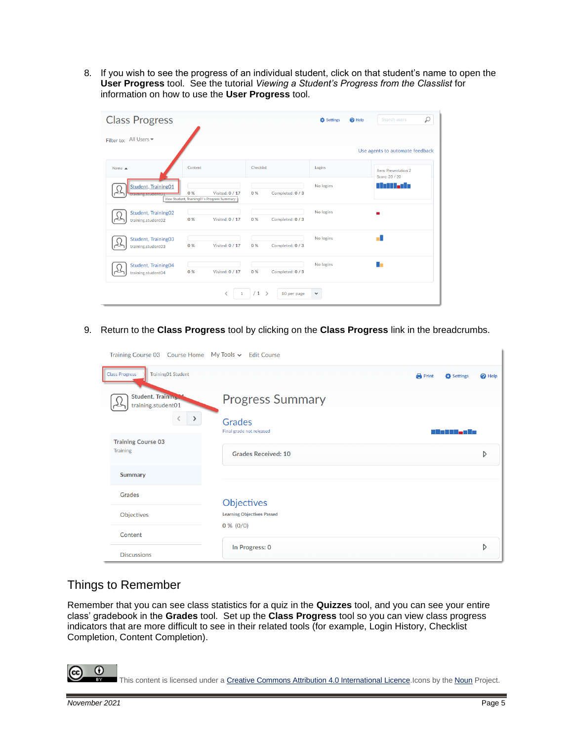8. If you wish to see the progress of an individual student, click on that student's name to open the **User Progress** tool. See the tutorial *Viewing a Student's Progress from the Classlist* for information on how to use the **User Progress** tool.

9. Return to the **Class Progress** tool by clicking on the **Class Progress** link in the breadcrumbs.

## Things to Remember

Remember that you can see class statistics for a quiz in the **Quizzes** tool, and you can see your entire class' gradebook in the **Grades** tool. Set up the **Class Progress** tool so you can view class progress indicators that are more difficult to see in their related tools (for example, Login History, Checklist Completion, Content Completion).

This content is licensed under a Creative Commons Attribution 4.0 International Licence. Icons by the Noun Project.

November 2021